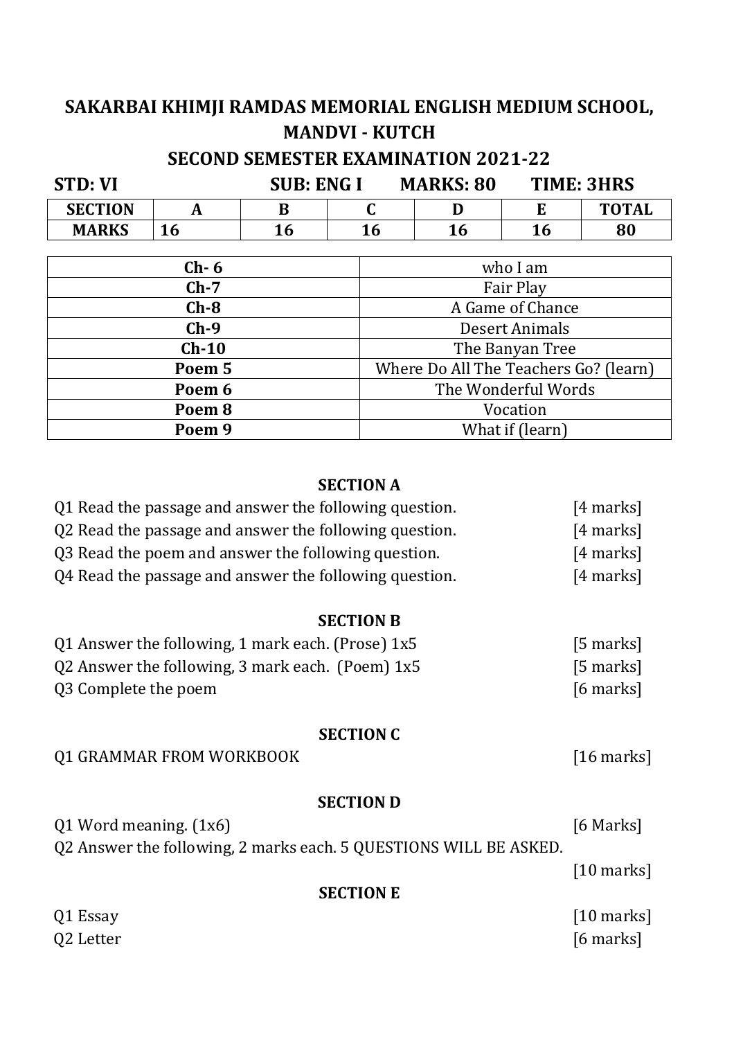# SAKARBAI KHIMJI RAMDAS MEMORIAL ENGLISH MEDIUM SCHOOL, MANDVI - KUTCH

## SECOND SEMESTER EXAMINATION 2021-22

**STD: VI** **SUB: ENG I** **MARKS: 80** **TIME: 3HRS**

| SECTION | A | B | C | D | E | TOTAL |
|---|---|---|---|---|---|---|
| MARKS | 16 | 16 | 16 | 16 | 16 | 80 |

| Ch- 6 | who I am |
|---|---|
| Ch-7 | Fair Play |
| Ch-8 | A Game of Chance |
| Ch-9 | Desert Animals |
| Ch-10 | The Banyan Tree |
| Poem 5 | Where Do All The Teachers Go? (learn) |
| Poem 6 | The Wonderful Words |
| Poem 8 | Vocation |
| Poem 9 | What if (learn) |

### SECTION A

Q1 Read the passage and answer the following question. [4 marks]

Q2 Read the passage and answer the following question. [4 marks]

Q3 Read the poem and answer the following question. [4 marks]

Q4 Read the passage and answer the following question. [4 marks]

### SECTION B

Q1 Answer the following, 1 mark each. (Prose) 1x5 [5 marks]

Q2 Answer the following, 3 mark each. (Poem) 1x5 [5 marks]

Q3 Complete the poem [6 marks]

### SECTION C

Q1 GRAMMAR FROM WORKBOOK [16 marks]

### SECTION D

Q1 Word meaning. (1x6) [6 Marks]

Q2 Answer the following, 2 marks each. 5 QUESTIONS WILL BE ASKED. [10 marks]

### SECTION E

Q1 Essay [10 marks]

Q2 Letter [6 marks]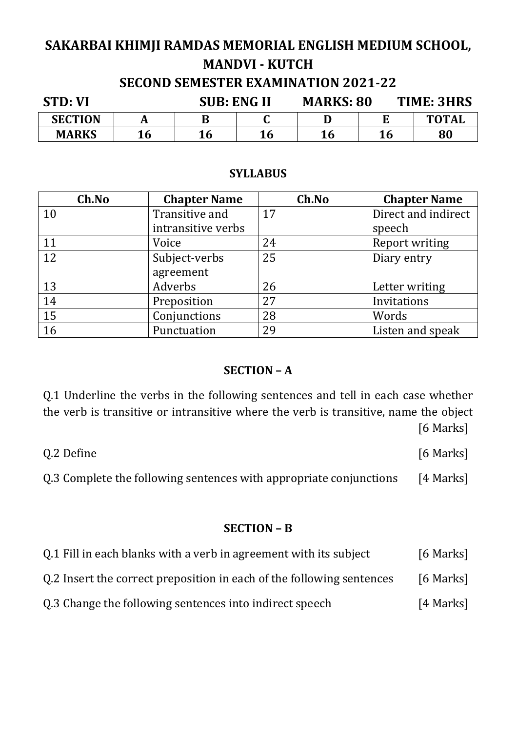# SAKARBAI KHIMJI RAMDAS MEMORIAL ENGLISH MEDIUM SCHOOL, MANDVI - KUTCH

## SECOND SEMESTER EXAMINATION 2021-22

**STD: VI** **SUB: ENG II** **MARKS: 80** **TIME: 3HRS**

| SECTION | A | B | C | D | E | TOTAL |
|---|---|---|---|---|---|---|
| MARKS | 16 | 16 | 16 | 16 | 16 | 80 |

### SYLLABUS

| Ch.No | Chapter Name | Ch.No | Chapter Name |
|---|---|---|---|
| 10 | Transitive and intransitive verbs | 17 | Direct and indirect speech |
| 11 | Voice | 24 | Report writing |
| 12 | Subject-verbs agreement | 25 | Diary entry |
| 13 | Adverbs | 26 | Letter writing |
| 14 | Preposition | 27 | Invitations |
| 15 | Conjunctions | 28 | Words |
| 16 | Punctuation | 29 | Listen and speak |

### SECTION – A

Q.1 Underline the verbs in the following sentences and tell in each case whether the verb is transitive or intransitive where the verb is transitive, name the object [6 Marks]

Q.2 Define [6 Marks]

Q.3 Complete the following sentences with appropriate conjunctions [4 Marks]

### SECTION – B

Q.1 Fill in each blanks with a verb in agreement with its subject [6 Marks]

Q.2 Insert the correct preposition in each of the following sentences [6 Marks]

Q.3 Change the following sentences into indirect speech [4 Marks]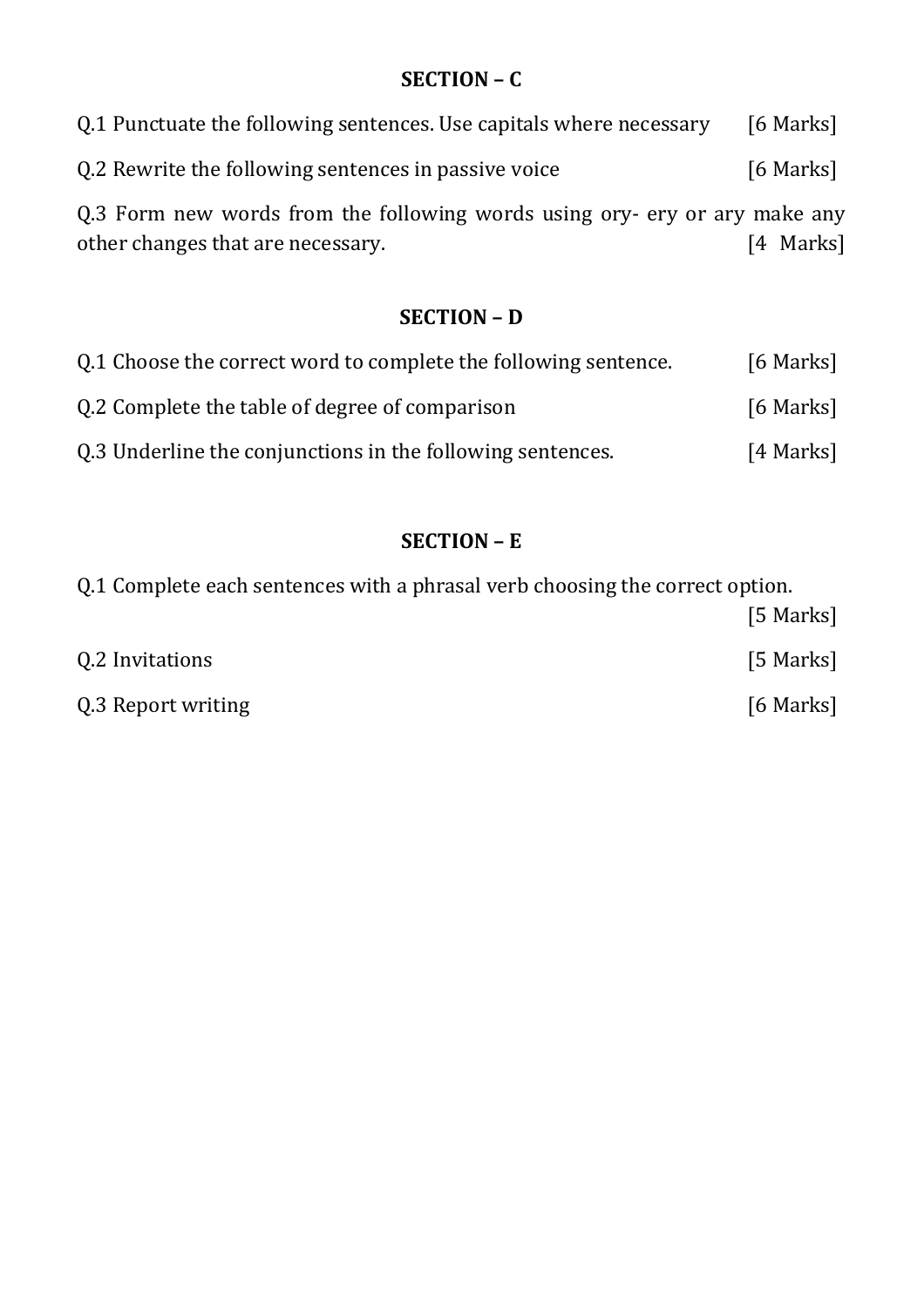## SECTION – C

Q.1 Punctuate the following sentences. Use capitals where necessary [6 Marks]

Q.2 Rewrite the following sentences in passive voice [6 Marks]

Q.3 Form new words from the following words using ory- ery or ary make any other changes that are necessary. [4 Marks]

## SECTION – D

Q.1 Choose the correct word to complete the following sentence. [6 Marks]

Q.2 Complete the table of degree of comparison [6 Marks]

Q.3 Underline the conjunctions in the following sentences. [4 Marks]

## SECTION – E

Q.1 Complete each sentences with a phrasal verb choosing the correct option. [5 Marks]

Q.2 Invitations [5 Marks]

Q.3 Report writing [6 Marks]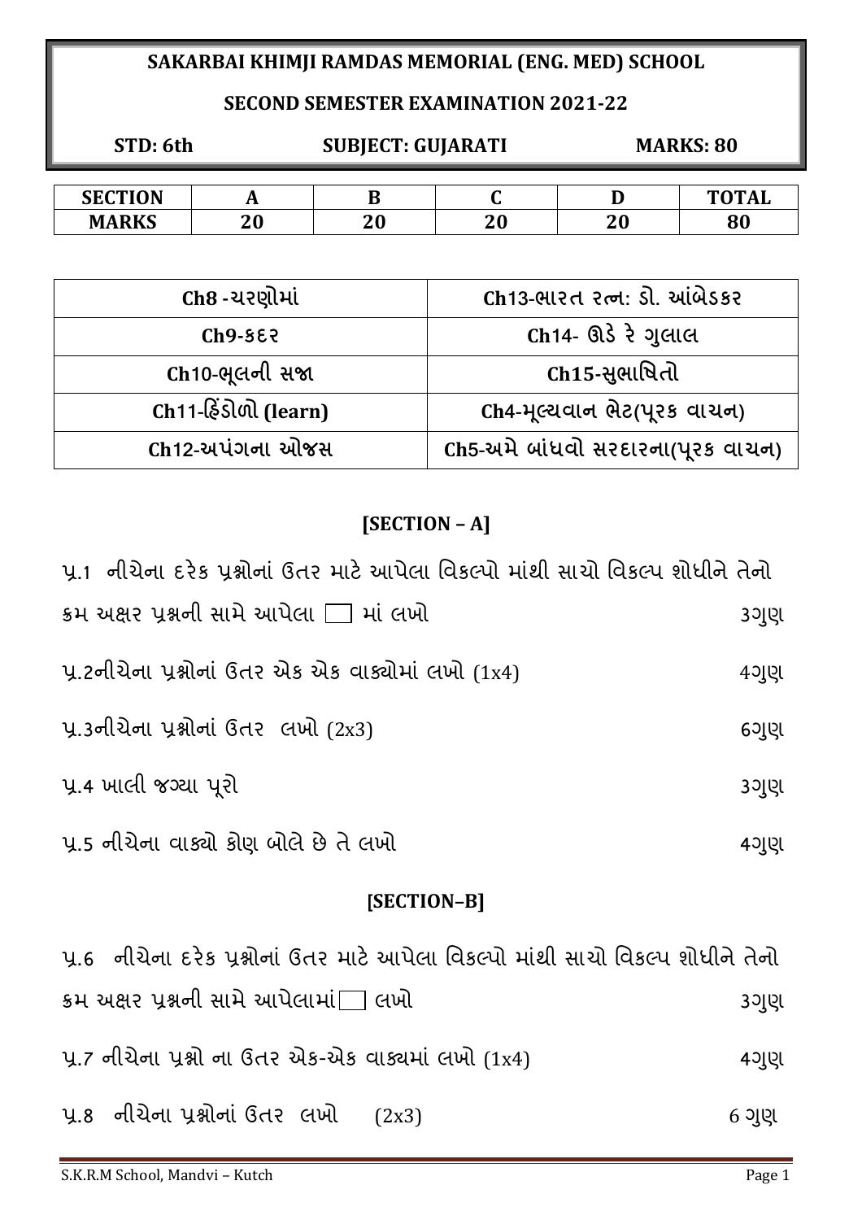**SAKARBAI KHIMJI RAMDAS MEMORIAL (ENG. MED) SCHOOL**

**SECOND SEMESTER EXAMINATION 2021-22**

**STD: 6th** **SUBJECT: GUJARATI** **MARKS: 80**

| SECTION | A | B | C | D | TOTAL |
|---|---|---|---|---|---|
| MARKS | 20 | 20 | 20 | 20 | 80 |

| | |
|---|---|
| Ch8 -ચરણોમાં | Ch13-ભારત રત્ન: ડો. આંબેડકર |
| Ch9-કદર | Ch14- ઊડે રે ગુલાલ |
| Ch10-ભૂલની સજા | Ch15-સુભાષિતો |
| Ch11-હિંડોળો (learn) | Ch4-મૂલ્યવાન ભેટ(પૂરક વાચન) |
| Ch12-અપંગના ઓજસ | Ch5-અમે બાંધવો સરદારના(પૂરક વાચન) |

## [SECTION – A]

પ્ર.1 નીચેના દરેક પ્રશ્નોનાં ઉત્તર માટે આપેલા વિકલ્પો માંથી સાચો વિકલ્પ શોધીને તેનો ક્રમ અક્ષર પ્રશ્નની સામે આપેલા ☐ માં લખો — 3ગુણ

પ્ર.2નીચેના પ્રશ્નોનાં ઉત્તર એક એક વાક્યોમાં લખો (1x4) — 4ગુણ

પ્ર.3નીચેના પ્રશ્નોનાં ઉત્તર લખો (2x3) — 6ગુણ

પ્ર.4 ખાલી જગ્યા પૂરો — 3ગુણ

પ્ર.5 નીચેના વાક્યો કોણ બોલે છે તે લખો — 4ગુણ

## [SECTION–B]

પ્ર.6 નીચેના દરેક પ્રશ્નોનાં ઉત્તર માટે આપેલા વિકલ્પો માંથી સાચો વિકલ્પ શોધીને તેનો ક્રમ અક્ષર પ્રશ્નની સામે આપેલામાં ☐ લખો — 3ગુણ

પ્ર.7 નીચેના પ્રશ્નો ના ઉત્તર એક-એક વાક્યમાં લખો (1x4) — 4ગુણ

પ્ર.8 નીચેના પ્રશ્નોનાં ઉત્તર લખો (2x3) — 6 ગુણ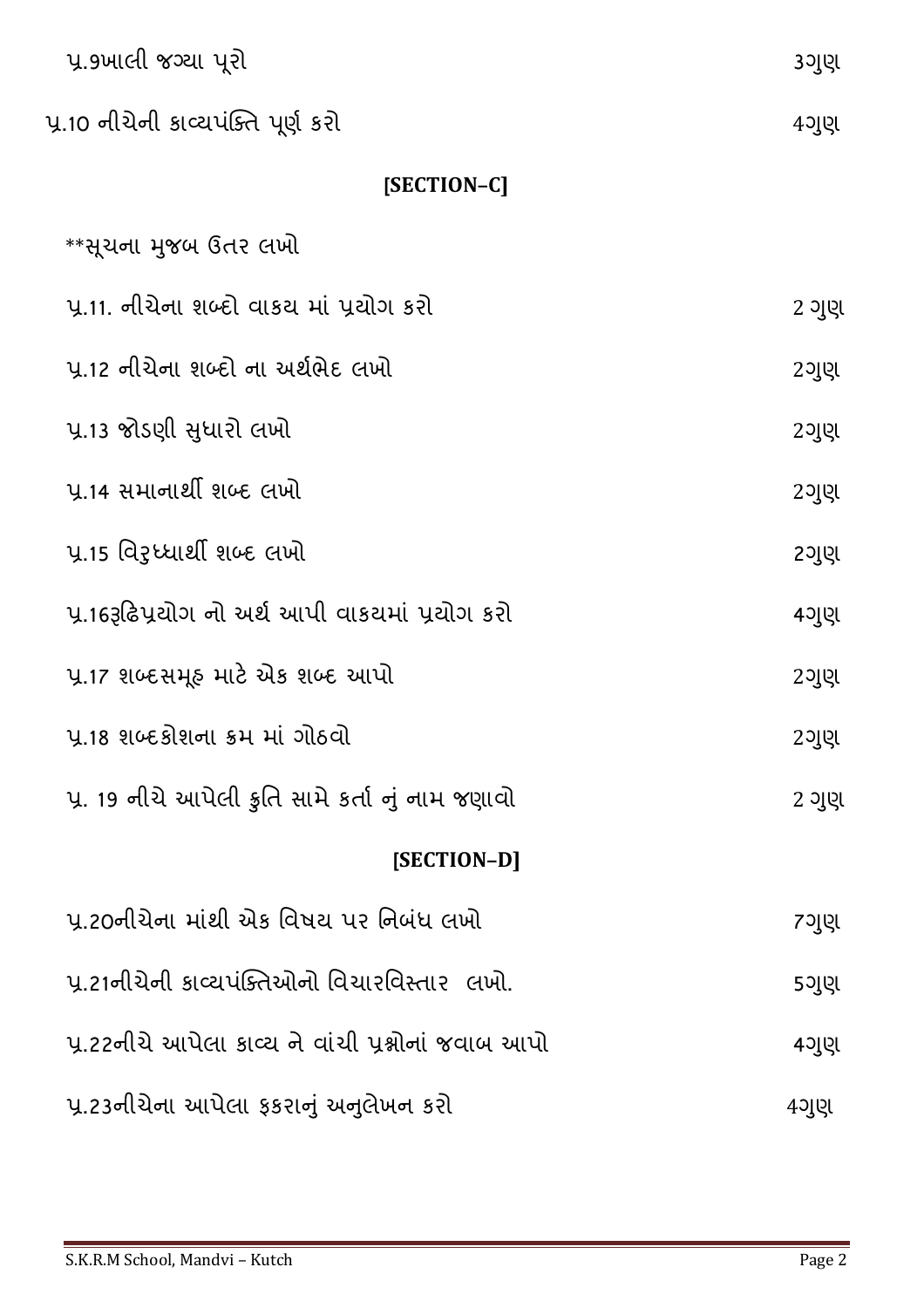પ્ર.9ખાલી જગ્યા પૂરો 3ગુણ

પ્ર.10 નીચેની કાવ્યપંક્તિ પૂર્ણ કરો 4ગુણ

## [SECTION–C]

**સૂચના મુજબ ઉતર લખો

પ્ર.11. નીચેના શબ્દો વાકય માં પ્રયોગ કરો 2 ગુણ

પ્ર.12 નીચેના શબ્દો ના અર્થભેદ લખો 2ગુણ

પ્ર.13 જોડણી સુધારો લખો 2ગુણ

પ્ર.14 સમાનાર્થી શબ્દ લખો 2ગુણ

પ્ર.15 વિરુધ્ધાર્થી શબ્દ લખો 2ગુણ

પ્ર.16રૂઢિપ્રયોગ નો અર્થ આપી વાકયમાં પ્રયોગ કરો 4ગુણ

પ્ર.17 શબ્દસમૂહ માટે એક શબ્દ આપો 2ગુણ

પ્ર.18 શબ્દકોશના ક્રમ માં ગોઠવો 2ગુણ

પ્ર. 19 નીચે આપેલી કૃતિ સામે કર્તા નું નામ જણાવો 2 ગુણ

## [SECTION–D]

પ્ર.20નીચેના માંથી એક વિષય પર નિબંધ લખો 7ગુણ

પ્ર.21નીચેની કાવ્યપંક્તિઓનો વિચારવિસ્તાર લખો. 5ગુણ

પ્ર.22નીચે આપેલા કાવ્ય ને વાંચી પ્રશ્નોનાં જવાબ આપો 4ગુણ

પ્ર.23નીચેના આપેલા ફકરાનું અનુલેખન કરો 4ગુણ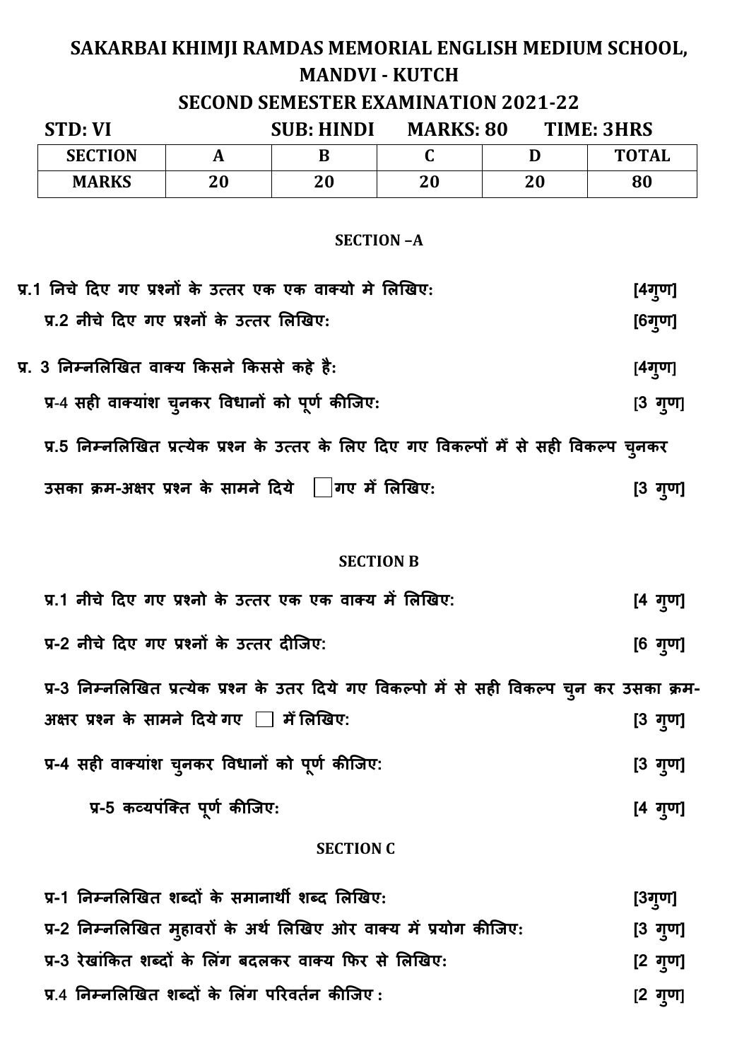# SAKARBAI KHIMJI RAMDAS MEMORIAL ENGLISH MEDIUM SCHOOL, MANDVI - KUTCH

## SECOND SEMESTER EXAMINATION 2021-22

**STD: VI** **SUB: HINDI** **MARKS: 80** **TIME: 3HRS**

| SECTION | A | B | C | D | TOTAL |
|---|---|---|---|---|---|
| MARKS | 20 | 20 | 20 | 20 | 80 |

### SECTION –A

**प्र.1 निचे दिए गए प्रश्नों के उत्तर एक एक वाक्यो मे लिखिए:** **[4गुण]**

**प्र.2 नीचे दिए गए प्रश्नों के उत्तर लिखिए:** **[6गुण]**

**प्र. 3 निम्नलिखित वाक्य किसने किससे कहे है:** **[4गुण]**

**प्र-4 सही वाक्यांश चुनकर विधानों को पूर्ण कीजिए:** **[3 गुण]**

**प्र.5 निम्नलिखित प्रत्येक प्रश्न के उत्तर के लिए दिए गए विकल्पों मैं से सही विकल्प चुनकर उसका क्रम-अक्षर प्रश्न के सामने दिये ☐ गए मैं लिखिए:** **[3 गुण]**

### SECTION B

**प्र.1 नीचे दिए गए प्रश्नो के उत्तर एक एक वाक्य में लिखिए:** **[4 गुण]**

**प्र-2 नीचे दिए गए प्रश्नों के उत्तर दीजिए:** **[6 गुण]**

**प्र-3 निम्नलिखित प्रत्येक प्रश्न के उतर दिये गए विकल्पो में से सही विकल्प चुन कर उसका क्रम-अक्षर प्रश्न के सामने दिये गए ☐ मैं लिखिए:** **[3 गुण]**

**प्र-4 सही वाक्यांश चुनकर विधानों को पूर्ण कीजिए:** **[3 गुण]**

**प्र-5 कव्यपंक्ति पूर्ण कीजिए:** **[4 गुण]**

### SECTION C

**प्र-1 निम्नलिखित शब्दों के समानार्थी शब्द लिखिए:** **[3गुण]**

**प्र-2 निम्नलिखित मुहावरों के अर्थ लिखिए ओर वाक्य में प्रयोग कीजिए:** **[3 गुण]**

**प्र-3 रेखांकित शब्दों के लिंग बदलकर वाक्य फिर से लिखिए:** **[2 गुण]**

**प्र.4 निम्नलिखित शब्दों के लिंग परिवर्तन कीजिए :** **[2 गुण]**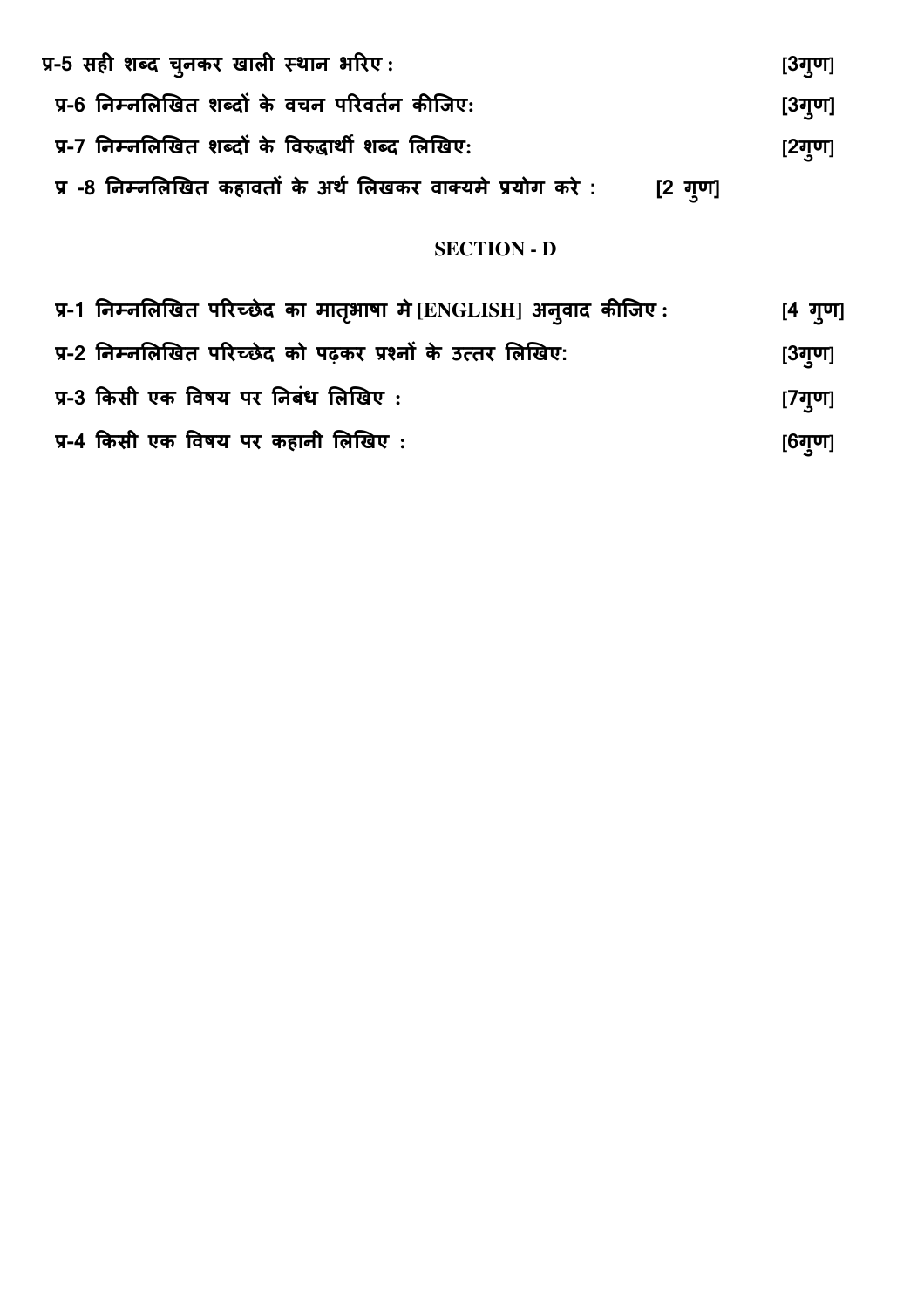प्र-5 सही शब्द चुनकर खाली स्थान भरिए : [3गुण]

प्र-6 निम्नलिखित शब्दों के वचन परिवर्तन कीजिए: [3गुण]

प्र-7 निम्नलिखित शब्दों के विरुद्धार्थी शब्द लिखिए: [2गुण]

प्र -8 निम्नलिखित कहावतों के अर्थ लिखकर वाक्यमे प्रयोग करे : [2 गुण]

## SECTION - D

प्र-1 निम्नलिखित परिच्छेद का मातृभाषा मे [ENGLISH] अनुवाद कीजिए : [4 गुण]

प्र-2 निम्नलिखित परिच्छेद को पढ़कर प्रश्नों के उत्तर लिखिए: [3गुण]

प्र-3 किसी एक विषय पर निबंध लिखिए : [7गुण]

प्र-4 किसी एक विषय पर कहानी लिखिए : [6गुण]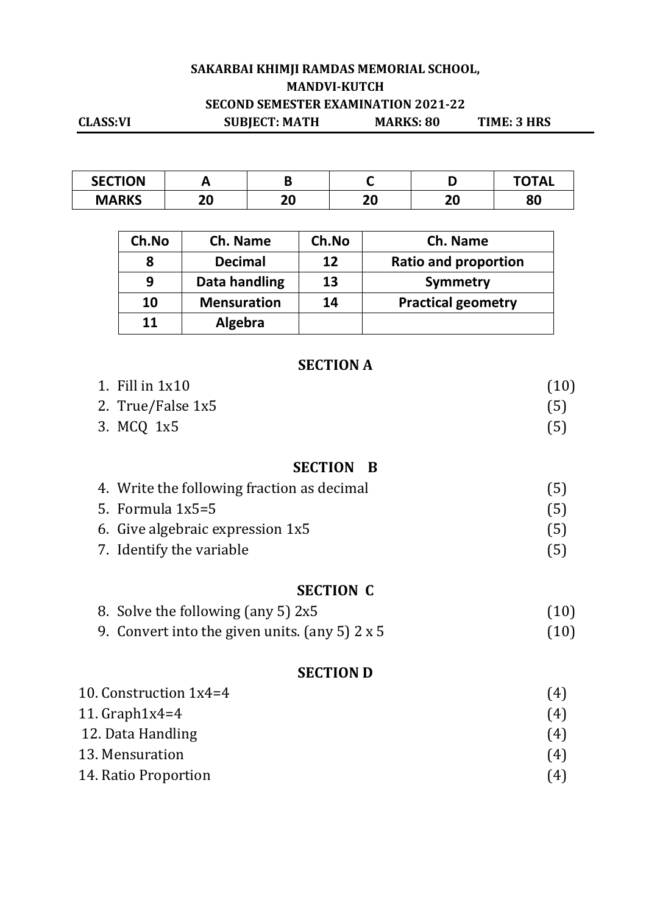**SAKARBAI KHIMJI RAMDAS MEMORIAL SCHOOL,**

**MANDVI-KUTCH**

**SECOND SEMESTER EXAMINATION 2021-22**

**CLASS:VI** **SUBJECT: MATH** **MARKS: 80** **TIME: 3 HRS**

| SECTION | A | B | C | D | TOTAL |
|---|---|---|---|---|---|
| MARKS | 20 | 20 | 20 | 20 | 80 |

| Ch.No | Ch. Name | Ch.No | Ch. Name |
|---|---|---|---|
| 8 | Decimal | 12 | Ratio and proportion |
| 9 | Data handling | 13 | Symmetry |
| 10 | Mensuration | 14 | Practical geometry |
| 11 | Algebra | | |

## SECTION A

1. Fill in 1x10 (10)
2. True/False 1x5 (5)
3. MCQ 1x5 (5)

## SECTION B

4. Write the following fraction as decimal (5)
5. Formula 1x5=5 (5)
6. Give algebraic expression 1x5 (5)
7. Identify the variable (5)

## SECTION C

8. Solve the following (any 5) 2x5 (10)
9. Convert into the given units. (any 5) 2 x 5 (10)

## SECTION D

10. Construction 1x4=4 (4)
11. Graph1x4=4 (4)
12. Data Handling (4)
13. Mensuration (4)
14. Ratio Proportion (4)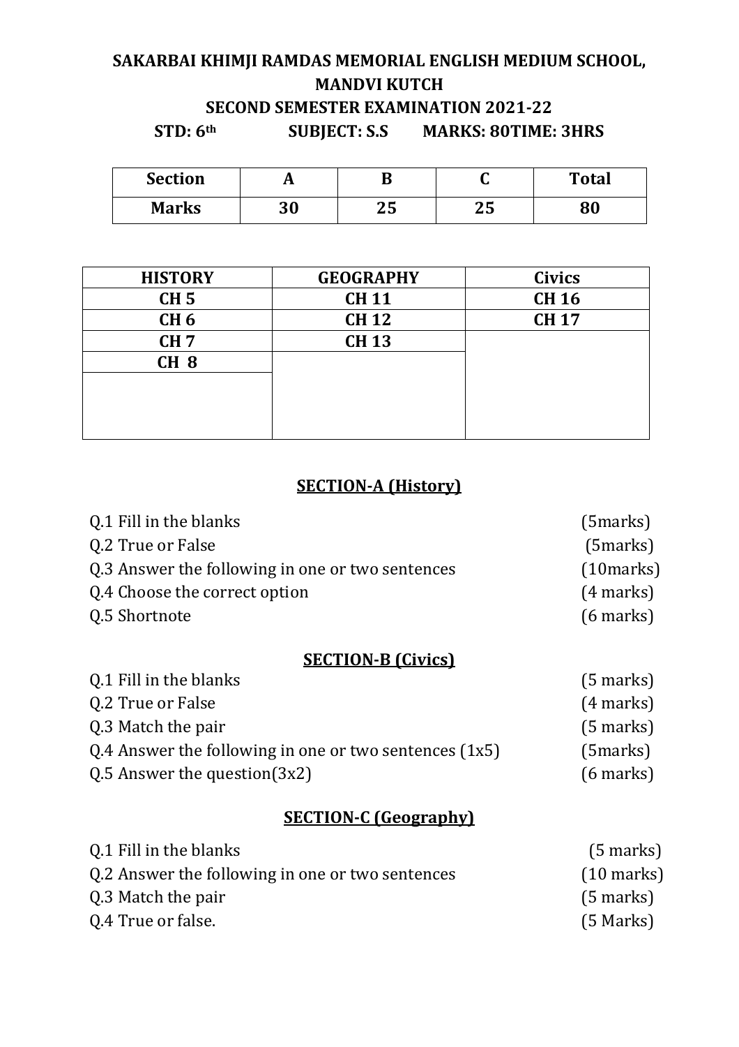**SAKARBAI KHIMJI RAMDAS MEMORIAL ENGLISH MEDIUM SCHOOL, MANDVI KUTCH**

**SECOND SEMESTER EXAMINATION 2021-22**

**STD: 6th SUBJECT: S.S MARKS: 80TIME: 3HRS**

| Section | A | B | C | Total |
|---|---|---|---|---|
| Marks | 30 | 25 | 25 | 80 |

| HISTORY | GEOGRAPHY | Civics |
|---|---|---|
| CH 5 | CH 11 | CH 16 |
| CH 6 | CH 12 | CH 17 |
| CH 7 | CH 13 | |
| CH 8 | | |

## SECTION-A (History)

Q.1 Fill in the blanks (5marks)

Q.2 True or False (5marks)

Q.3 Answer the following in one or two sentences (10marks)

Q.4 Choose the correct option (4 marks)

Q.5 Shortnote (6 marks)

## SECTION-B (Civics)

Q.1 Fill in the blanks (5 marks)

Q.2 True or False (4 marks)

Q.3 Match the pair (5 marks)

Q.4 Answer the following in one or two sentences (1x5) (5marks)

Q.5 Answer the question(3x2) (6 marks)

## SECTION-C (Geography)

Q.1 Fill in the blanks (5 marks)

Q.2 Answer the following in one or two sentences (10 marks)

Q.3 Match the pair (5 marks)

Q.4 True or false. (5 Marks)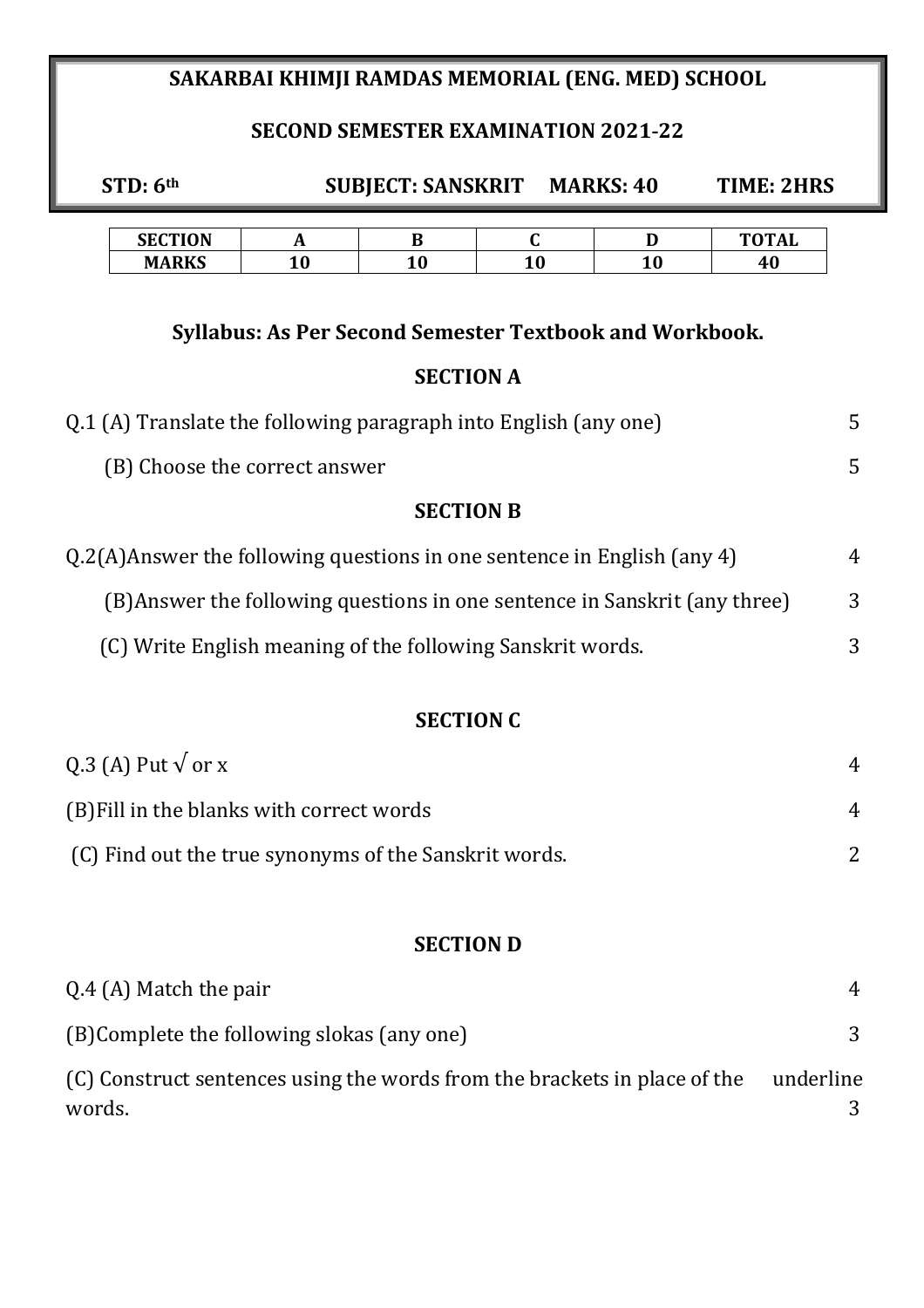**SAKARBAI KHIMJI RAMDAS MEMORIAL (ENG. MED) SCHOOL**

**SECOND SEMESTER EXAMINATION 2021-22**

**STD: 6th** **SUBJECT: SANSKRIT** **MARKS: 40** **TIME: 2HRS**

| SECTION | A | B | C | D | TOTAL |
|---|---|---|---|---|---|
| MARKS | 10 | 10 | 10 | 10 | 40 |

**Syllabus: As Per Second Semester Textbook and Workbook.**

## SECTION A

Q.1 (A) Translate the following paragraph into English (any one) 5

(B) Choose the correct answer 5

## SECTION B

Q.2(A)Answer the following questions in one sentence in English (any 4) 4

(B)Answer the following questions in one sentence in Sanskrit (any three) 3

(C) Write English meaning of the following Sanskrit words. 3

## SECTION C

Q.3 (A) Put √ or x 4

(B)Fill in the blanks with correct words 4

(C) Find out the true synonyms of the Sanskrit words. 2

## SECTION D

Q.4 (A) Match the pair 4

(B)Complete the following slokas (any one) 3

(C) Construct sentences using the words from the brackets in place of the underline words. 3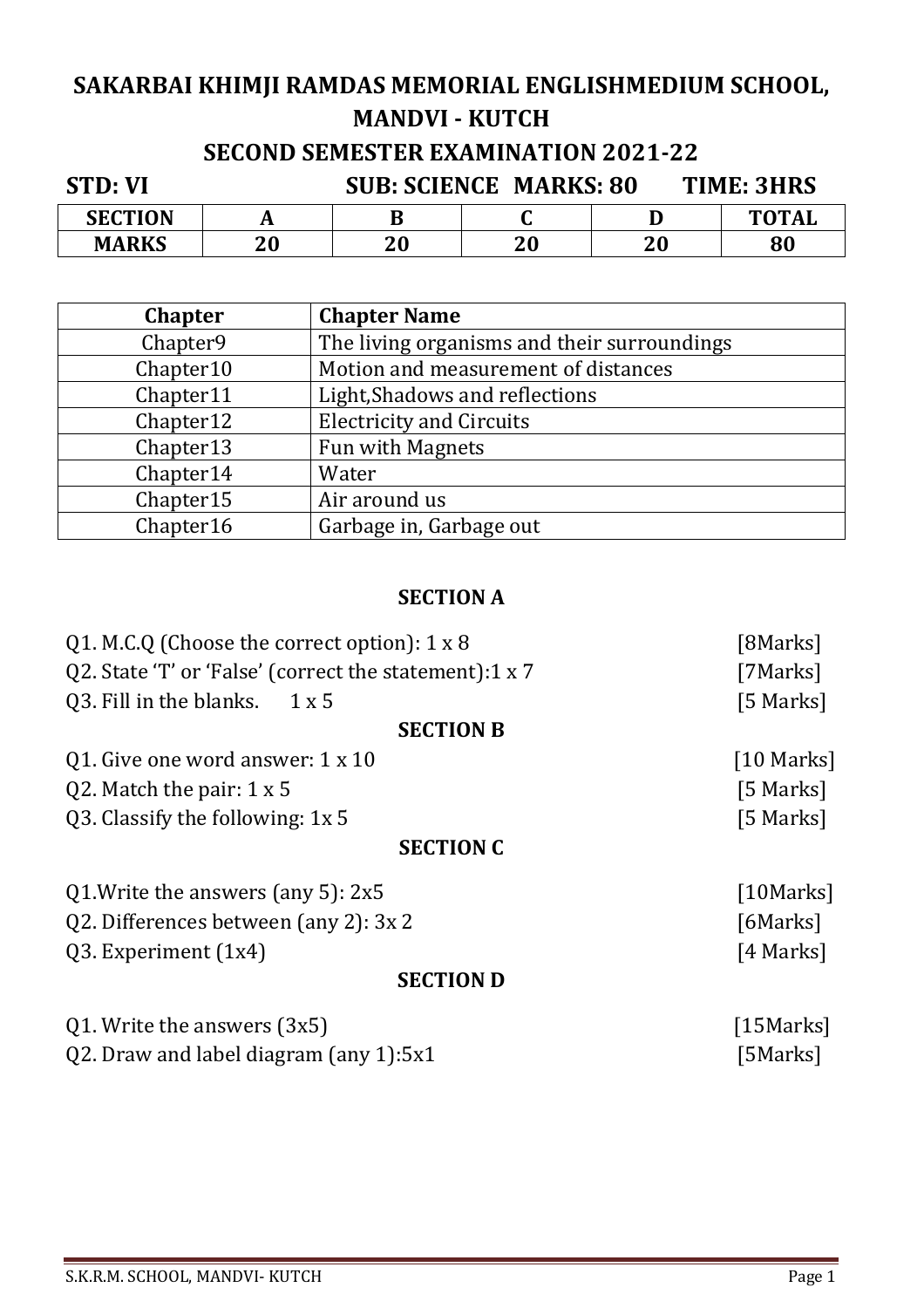# SAKARBAI KHIMJI RAMDAS MEMORIAL ENGLISHMEDIUM SCHOOL, MANDVI - KUTCH

## SECOND SEMESTER EXAMINATION 2021-22

**STD: VI** **SUB: SCIENCE MARKS: 80** **TIME: 3HRS**

| SECTION | A | B | C | D | TOTAL |
|---|---|---|---|---|---|
| MARKS | 20 | 20 | 20 | 20 | 80 |

| Chapter | Chapter Name |
|---|---|
| Chapter9 | The living organisms and their surroundings |
| Chapter10 | Motion and measurement of distances |
| Chapter11 | Light,Shadows and reflections |
| Chapter12 | Electricity and Circuits |
| Chapter13 | Fun with Magnets |
| Chapter14 | Water |
| Chapter15 | Air around us |
| Chapter16 | Garbage in, Garbage out |

### SECTION A

Q1. M.C.Q (Choose the correct option): 1 x 8 [8Marks]

Q2. State 'T' or 'False' (correct the statement):1 x 7 [7Marks]

Q3. Fill in the blanks. 1 x 5 [5 Marks]

### SECTION B

Q1. Give one word answer: 1 x 10 [10 Marks]

Q2. Match the pair: 1 x 5 [5 Marks]

Q3. Classify the following: 1x 5 [5 Marks]

### SECTION C

Q1.Write the answers (any 5): 2x5 [10Marks]

Q2. Differences between (any 2): 3x 2 [6Marks]

Q3. Experiment (1x4) [4 Marks]

### SECTION D

Q1. Write the answers (3x5) [15Marks]

Q2. Draw and label diagram (any 1):5x1 [5Marks]